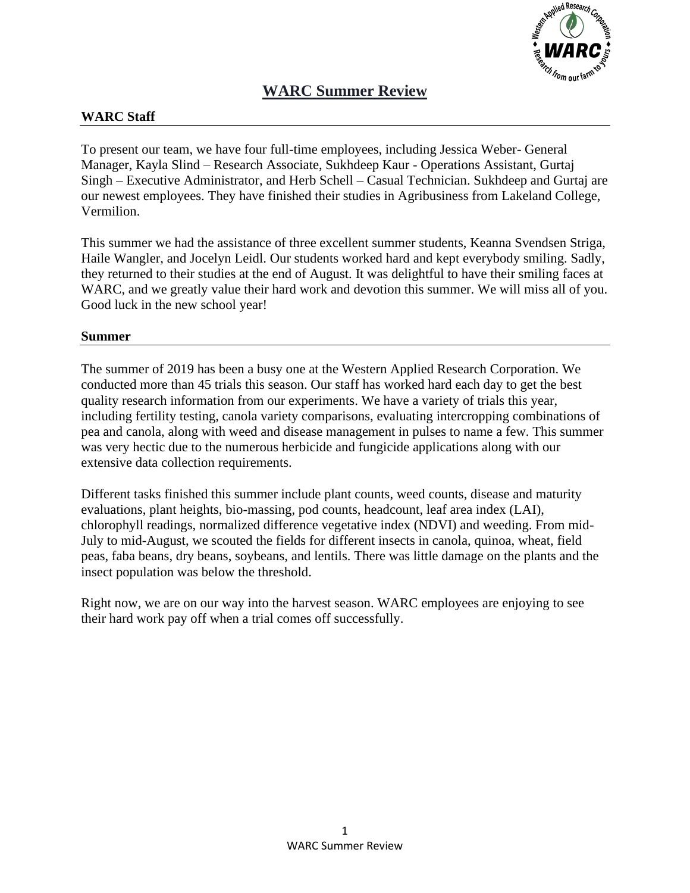# WARC Summer Review

## WARC Staff

To present our team, we have four full-time employees, including Jessica Weber- General Manager, Kayla Slind – Research Associate, Sukhdeep Kaur - Operations Assistant, Gurtaj Singh – Executive Administrator, and Herb Schell – Casual Technician. Sukhdeep and Gurtaj are our newest employees. They have finished their studies in Agribusiness from Lakeland College, Vermilion.

This summer we had the assistance of three excellent summer students, Keanna Svendsen Striga, Haile Wangler, and Jocelyn Leidl. Our students worked hard and kept everybody smiling. Sadly, they returned to their studies at the end of August. It was delightful to have their smiling faces at WARC, and we greatly value their hard work and devotion this summer. We will miss all of you. Good luck in the new school year!

## Summer

The summer of 2019 has been a busy one at the Western Applied Research Corporation. We conducted more than 45 trials this season. Our staff has worked hard each day to get the best quality research information from our experiments. We have a variety of trials this year, including fertility testing, canola variety comparisons, evaluating intercropping combinations of pea and canola, along with weed and disease management in pulses to name a few. This summer was very hectic due to the numerous herbicide and fungicide applications along with our extensive data collection requirements.

Different tasks finished this summer include plant counts, weed counts, disease and maturity evaluations, plant heights, bio-massing, pod counts, headcount, leaf area index (LAI), chlorophyll readings, normalized difference vegetative index (NDVI) and weeding. From mid-July to mid-August, we scouted the fields for different insects in canola, quinoa, wheat, field peas, faba beans, dry beans, soybeans, and lentils. There was little damage on the plants and the insect population was below the threshold.

Right now, we are on our way into the harvest season. WARC employees are enjoying to see their hard work pay off when a trial comes off successfully.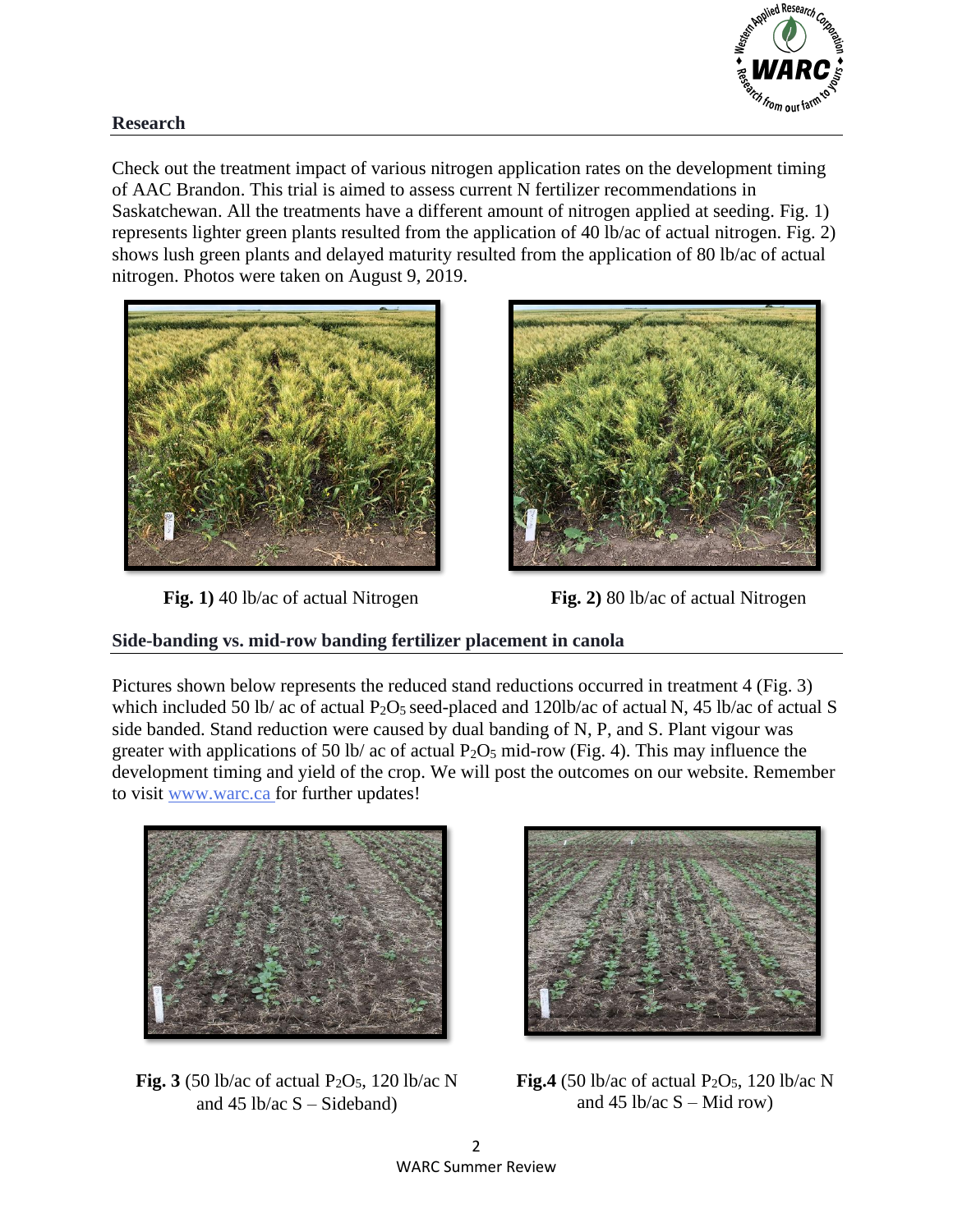## Research

Check out the treatment impact of various nitrogen application rates on the development timing of AAC Brandon. This trial is aimed to assess current N fertilizer recommendations in Saskatchewan. All the treatments have a different amount of nitrogen applied at seeding. Fig. 1) represents lighter green plants resulted from the application of 40 lb/ac of actual nitrogen. Fig. 2) shows lush green plants and delayed maturity resulted from the application of 80 lb/ac of actual nitrogen. Photos were taken on August 9, 2019.

**Fig. 1)** 40 lb/ac of actual Nitrogen

**Fig. 2)** 80 lb/ac of actual Nitrogen

## Side-banding vs. mid-row banding fertilizer placement in canola

Pictures shown below represents the reduced stand reductions occurred in treatment 4 (Fig. 3) which included 50 lb/ ac of actual $P_2O_5$ seed-placed and 120lb/ac of actual N, 45 lb/ac of actual S side banded. Stand reduction were caused by dual banding of N, P, and S. Plant vigour was greater with applications of 50 lb/ ac of actual $P_2O_5$ mid-row (Fig. 4). This may influence the development timing and yield of the crop. We will post the outcomes on our website. Remember to visit www.warc.ca for further updates!

**Fig. 3** (50 lb/ac of actual $P_2O_5$, 120 lb/ac N and 45 lb/ac S – Sideband)

**Fig.4** (50 lb/ac of actual $P_2O_5$, 120 lb/ac N and 45 lb/ac S – Mid row)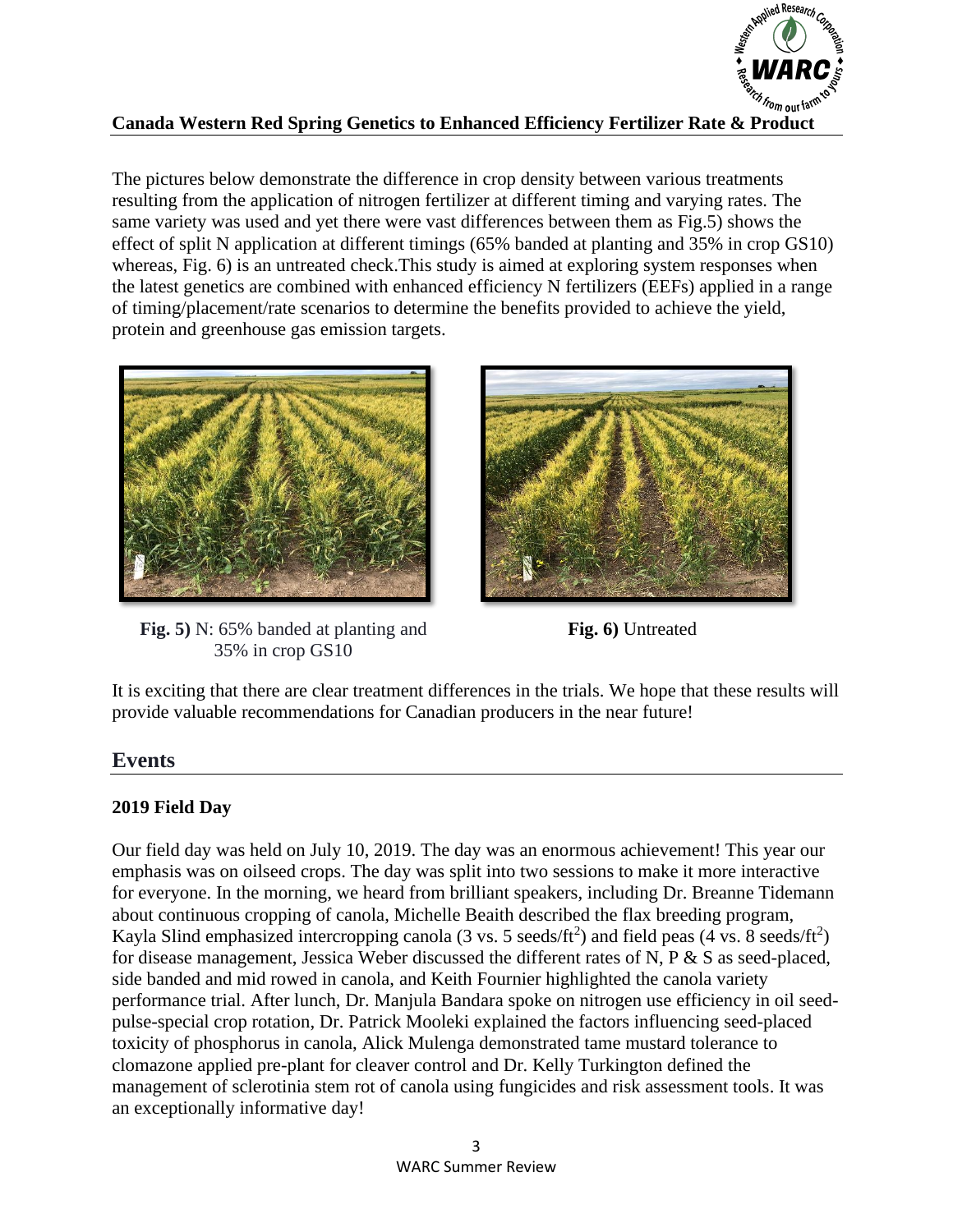## Canada Western Red Spring Genetics to Enhanced Efficiency Fertilizer Rate & Product

The pictures below demonstrate the difference in crop density between various treatments resulting from the application of nitrogen fertilizer at different timing and varying rates. The same variety was used and yet there were vast differences between them as Fig.5) shows the effect of split N application at different timings (65% banded at planting and 35% in crop GS10) whereas, Fig. 6) is an untreated check.This study is aimed at exploring system responses when the latest genetics are combined with enhanced efficiency N fertilizers (EEFs) applied in a range of timing/placement/rate scenarios to determine the benefits provided to achieve the yield, protein and greenhouse gas emission targets.

**Fig. 5)** N: 65% banded at planting and 35% in crop GS10

**Fig. 6)** Untreated

It is exciting that there are clear treatment differences in the trials. We hope that these results will provide valuable recommendations for Canadian producers in the near future!

# Events

### 2019 Field Day

Our field day was held on July 10, 2019. The day was an enormous achievement! This year our emphasis was on oilseed crops. The day was split into two sessions to make it more interactive for everyone. In the morning, we heard from brilliant speakers, including Dr. Breanne Tidemann about continuous cropping of canola, Michelle Beaith described the flax breeding program, Kayla Slind emphasized intercropping canola (3 vs. 5 seeds/$ft^2$) and field peas (4 vs. 8 seeds/$ft^2$) for disease management, Jessica Weber discussed the different rates of N, P & S as seed-placed, side banded and mid rowed in canola, and Keith Fournier highlighted the canola variety performance trial. After lunch, Dr. Manjula Bandara spoke on nitrogen use efficiency in oil seed-pulse-special crop rotation, Dr. Patrick Mooleki explained the factors influencing seed-placed toxicity of phosphorus in canola, Alick Mulenga demonstrated tame mustard tolerance to clomazone applied pre-plant for cleaver control and Dr. Kelly Turkington defined the management of sclerotinia stem rot of canola using fungicides and risk assessment tools. It was an exceptionally informative day!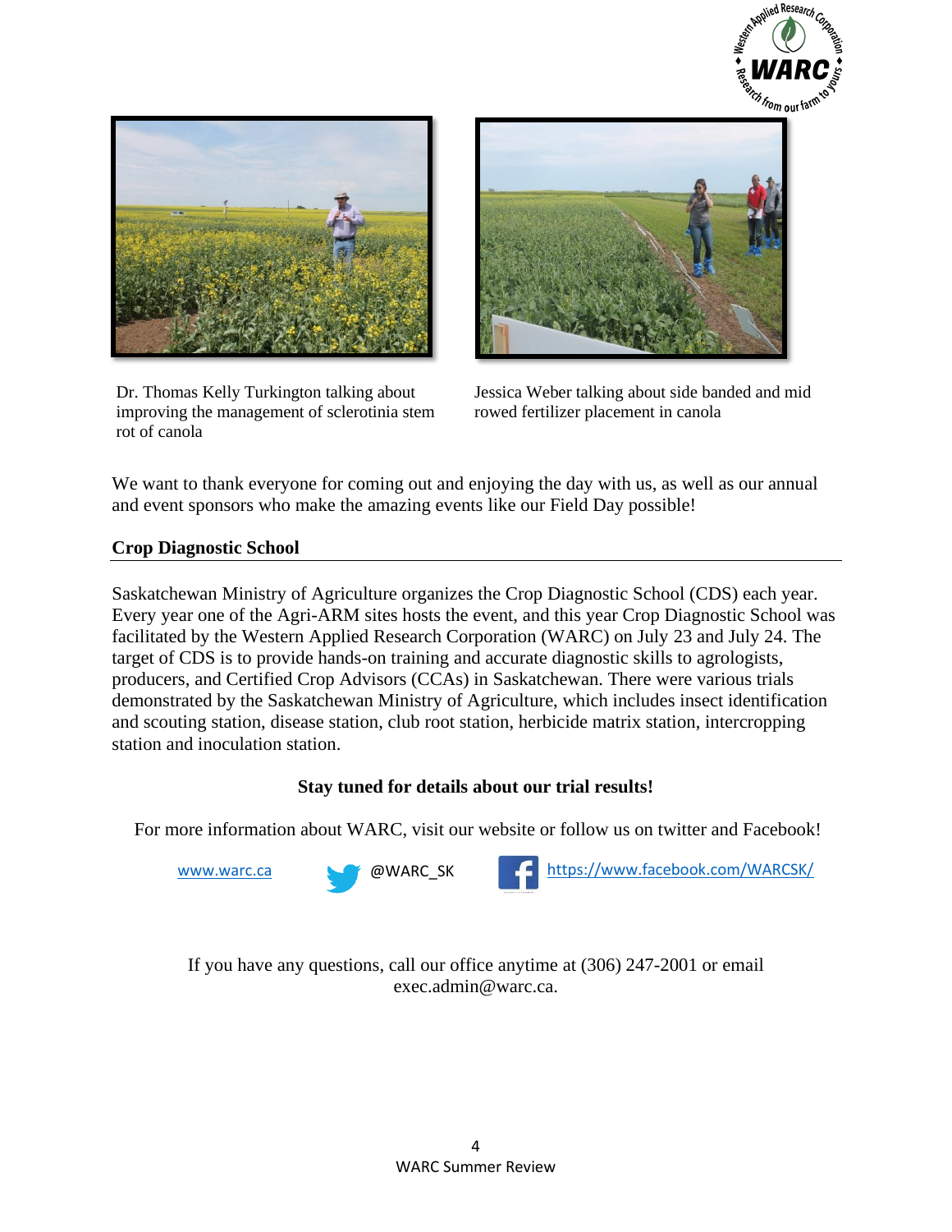Dr. Thomas Kelly Turkington talking about improving the management of sclerotinia stem rot of canola

Jessica Weber talking about side banded and mid rowed fertilizer placement in canola

We want to thank everyone for coming out and enjoying the day with us, as well as our annual and event sponsors who make the amazing events like our Field Day possible!

## Crop Diagnostic School

Saskatchewan Ministry of Agriculture organizes the Crop Diagnostic School (CDS) each year. Every year one of the Agri-ARM sites hosts the event, and this year Crop Diagnostic School was facilitated by the Western Applied Research Corporation (WARC) on July 23 and July 24. The target of CDS is to provide hands-on training and accurate diagnostic skills to agrologists, producers, and Certified Crop Advisors (CCAs) in Saskatchewan. There were various trials demonstrated by the Saskatchewan Ministry of Agriculture, which includes insect identification and scouting station, disease station, club root station, herbicide matrix station, intercropping station and inoculation station.

**Stay tuned for details about our trial results!**

For more information about WARC, visit our website or follow us on twitter and Facebook!

www.warc.ca @WARC_SK https://www.facebook.com/WARCSK/

If you have any questions, call our office anytime at (306) 247-2001 or email exec.admin@warc.ca.